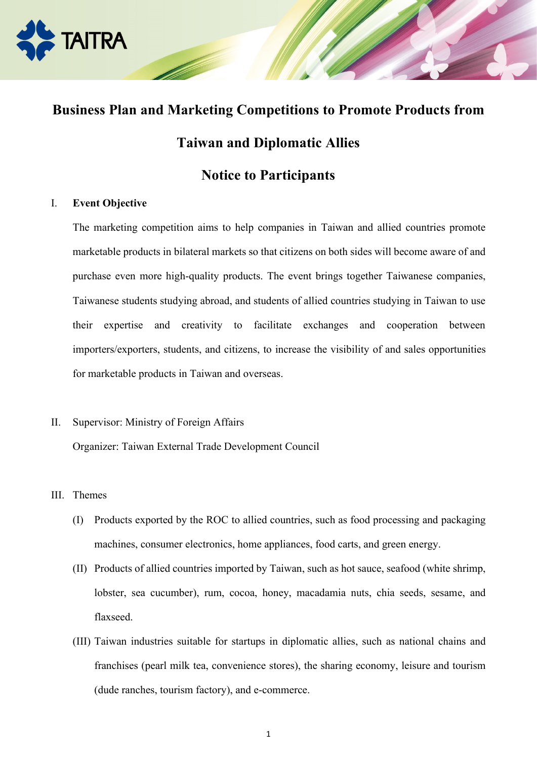# Business Plan and Marketing Competitions to Promote Products from Taiwan and Diplomatic Allies

# Notice to Participants

## I. Event Objective

The marketing competition aims to help companies in Taiwan and allied countries promote marketable products in bilateral markets so that citizens on both sides will become aware of and purchase even more high-quality products. The event brings together Taiwanese companies, Taiwanese students studying abroad, and students of allied countries studying in Taiwan to use their expertise and creativity to facilitate exchanges and cooperation between importers/exporters, students, and citizens, to increase the visibility of and sales opportunities for marketable products in Taiwan and overseas.

## II. Supervisor: Ministry of Foreign Affairs

Organizer: Taiwan External Trade Development Council

## III. Themes

(I) Products exported by the ROC to allied countries, such as food processing and packaging machines, consumer electronics, home appliances, food carts, and green energy.

(II) Products of allied countries imported by Taiwan, such as hot sauce, seafood (white shrimp, lobster, sea cucumber), rum, cocoa, honey, macadamia nuts, chia seeds, sesame, and flaxseed.

(III) Taiwan industries suitable for startups in diplomatic allies, such as national chains and franchises (pearl milk tea, convenience stores), the sharing economy, leisure and tourism (dude ranches, tourism factory), and e-commerce.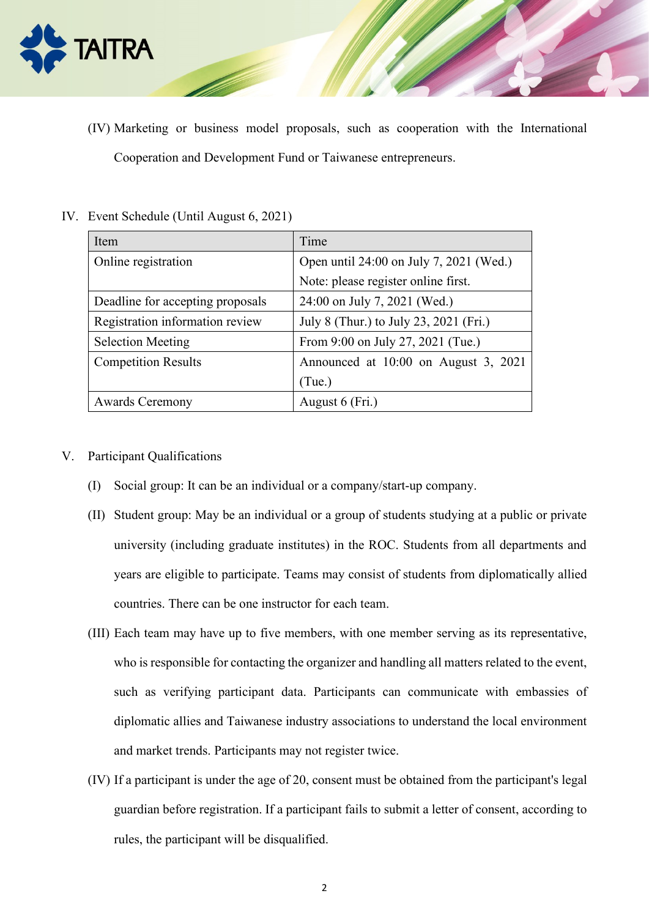(IV) Marketing or business model proposals, such as cooperation with the International Cooperation and Development Fund or Taiwanese entrepreneurs.

IV. Event Schedule (Until August 6, 2021)

| Item | Time |
|---|---|
| Online registration | Open until 24:00 on July 7, 2021 (Wed.)<br>Note: please register online first. |
| Deadline for accepting proposals | 24:00 on July 7, 2021 (Wed.) |
| Registration information review | July 8 (Thur.) to July 23, 2021 (Fri.) |
| Selection Meeting | From 9:00 on July 27, 2021 (Tue.) |
| Competition Results | Announced at 10:00 on August 3, 2021 (Tue.) |
| Awards Ceremony | August 6 (Fri.) |

V. Participant Qualifications

(I) Social group: It can be an individual or a company/start-up company.

(II) Student group: May be an individual or a group of students studying at a public or private university (including graduate institutes) in the ROC. Students from all departments and years are eligible to participate. Teams may consist of students from diplomatically allied countries. There can be one instructor for each team.

(III) Each team may have up to five members, with one member serving as its representative, who is responsible for contacting the organizer and handling all matters related to the event, such as verifying participant data. Participants can communicate with embassies of diplomatic allies and Taiwanese industry associations to understand the local environment and market trends. Participants may not register twice.

(IV) If a participant is under the age of 20, consent must be obtained from the participant's legal guardian before registration. If a participant fails to submit a letter of consent, according to rules, the participant will be disqualified.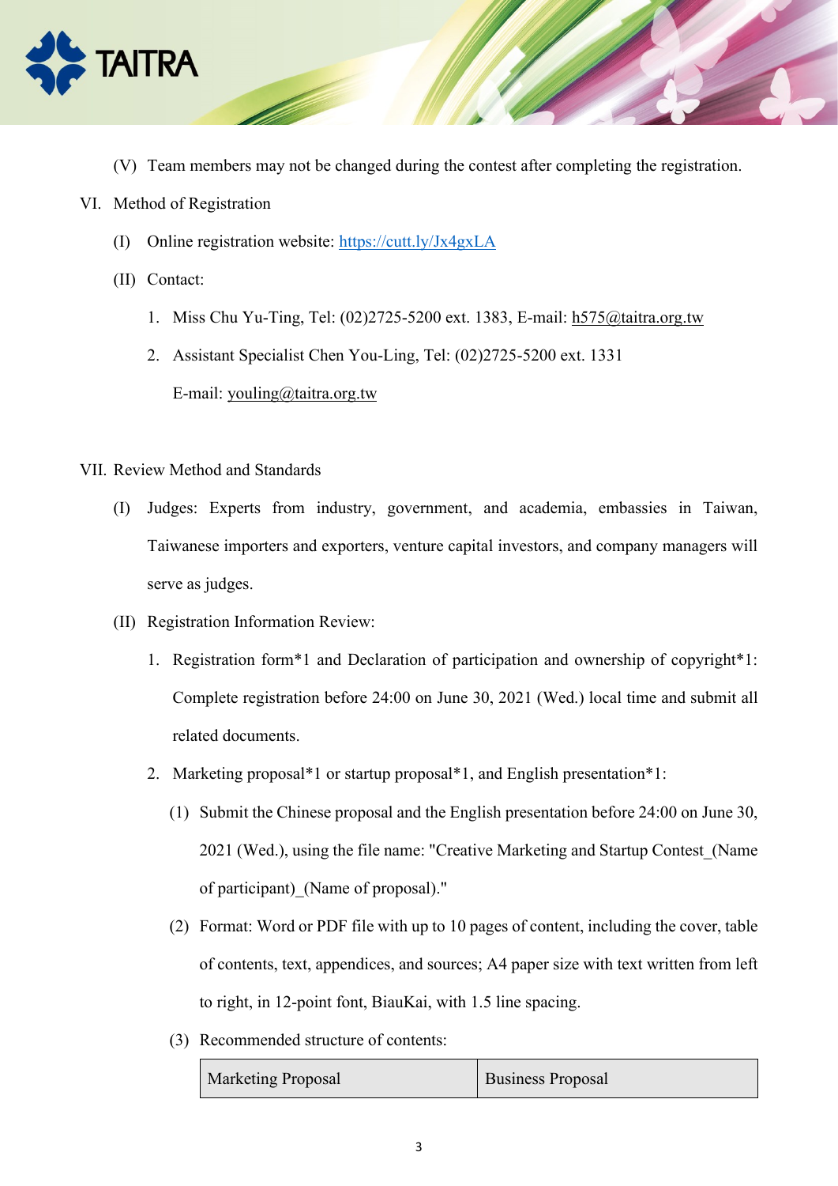(V) Team members may not be changed during the contest after completing the registration.

## VI. Method of Registration

(I) Online registration website: [https://cutt.ly/Jx4gxLA](https://cutt.ly/Jx4gxLA)

(II) Contact:

1. Miss Chu Yu-Ting, Tel: (02)2725-5200 ext. 1383, E-mail: h575@taitra.org.tw
2. Assistant Specialist Chen You-Ling, Tel: (02)2725-5200 ext. 1331

   E-mail: youling@taitra.org.tw

## VII. Review Method and Standards

(I) Judges: Experts from industry, government, and academia, embassies in Taiwan, Taiwanese importers and exporters, venture capital investors, and company managers will serve as judges.

(II) Registration Information Review:

1. Registration form*1 and Declaration of participation and ownership of copyright*1: Complete registration before 24:00 on June 30, 2021 (Wed.) local time and submit all related documents.
2. Marketing proposal*1 or startup proposal*1, and English presentation*1:

   (1) Submit the Chinese proposal and the English presentation before 24:00 on June 30, 2021 (Wed.), using the file name: "Creative Marketing and Startup Contest_(Name of participant)_(Name of proposal)."

   (2) Format: Word or PDF file with up to 10 pages of content, including the cover, table of contents, text, appendices, and sources; A4 paper size with text written from left to right, in 12-point font, BiauKai, with 1.5 line spacing.

   (3) Recommended structure of contents:

| Marketing Proposal | Business Proposal |
| --- | --- |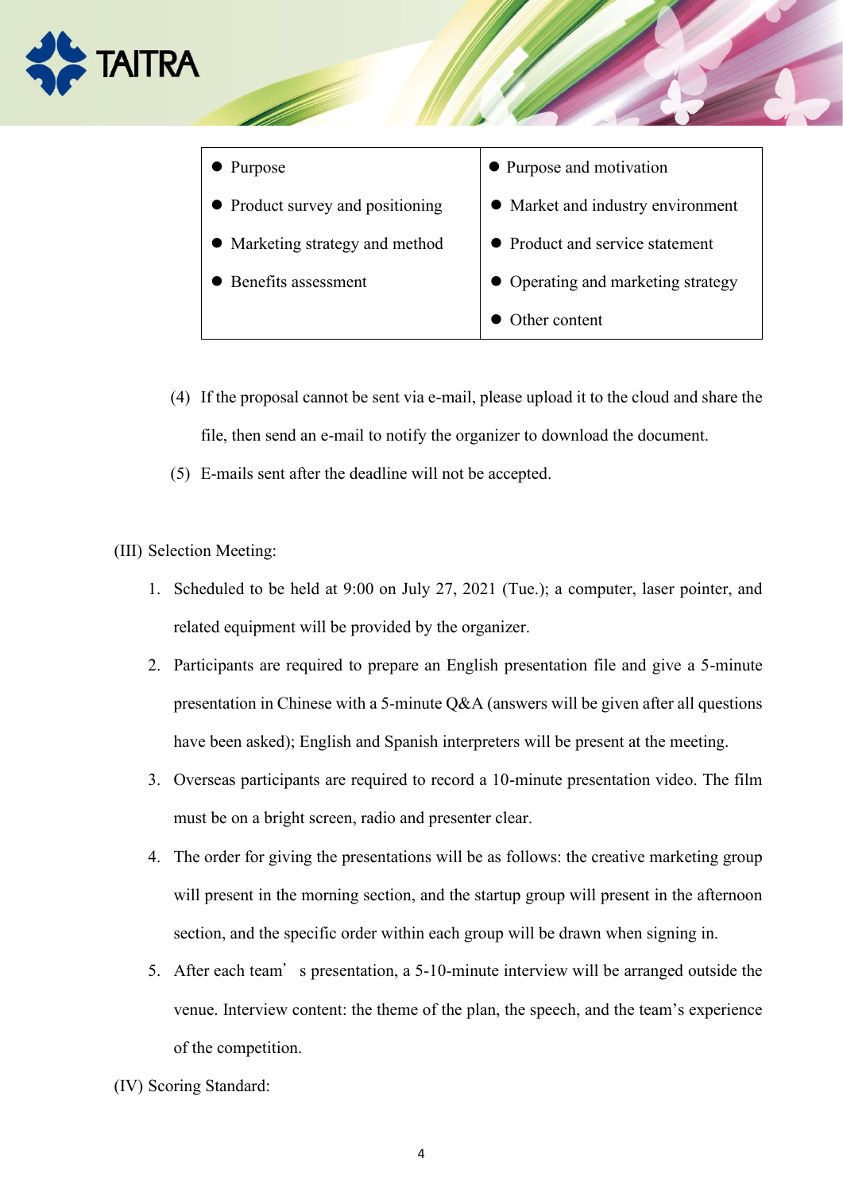| ● Purpose<br>● Product survey and positioning<br>● Marketing strategy and method<br>● Benefits assessment | ● Purpose and motivation<br>● Market and industry environment<br>● Product and service statement<br>● Operating and marketing strategy<br>● Other content |
|---|---|

(4) If the proposal cannot be sent via e-mail, please upload it to the cloud and share the file, then send an e-mail to notify the organizer to download the document.

(5) E-mails sent after the deadline will not be accepted.

(III) Selection Meeting:

1. Scheduled to be held at 9:00 on July 27, 2021 (Tue.); a computer, laser pointer, and related equipment will be provided by the organizer.
2. Participants are required to prepare an English presentation file and give a 5-minute presentation in Chinese with a 5-minute Q&A (answers will be given after all questions have been asked); English and Spanish interpreters will be present at the meeting.
3. Overseas participants are required to record a 10-minute presentation video. The film must be on a bright screen, radio and presenter clear.
4. The order for giving the presentations will be as follows: the creative marketing group will present in the morning section, and the startup group will present in the afternoon section, and the specific order within each group will be drawn when signing in.
5. After each team' s presentation, a 5-10-minute interview will be arranged outside the venue. Interview content: the theme of the plan, the speech, and the team's experience of the competition.

(IV) Scoring Standard: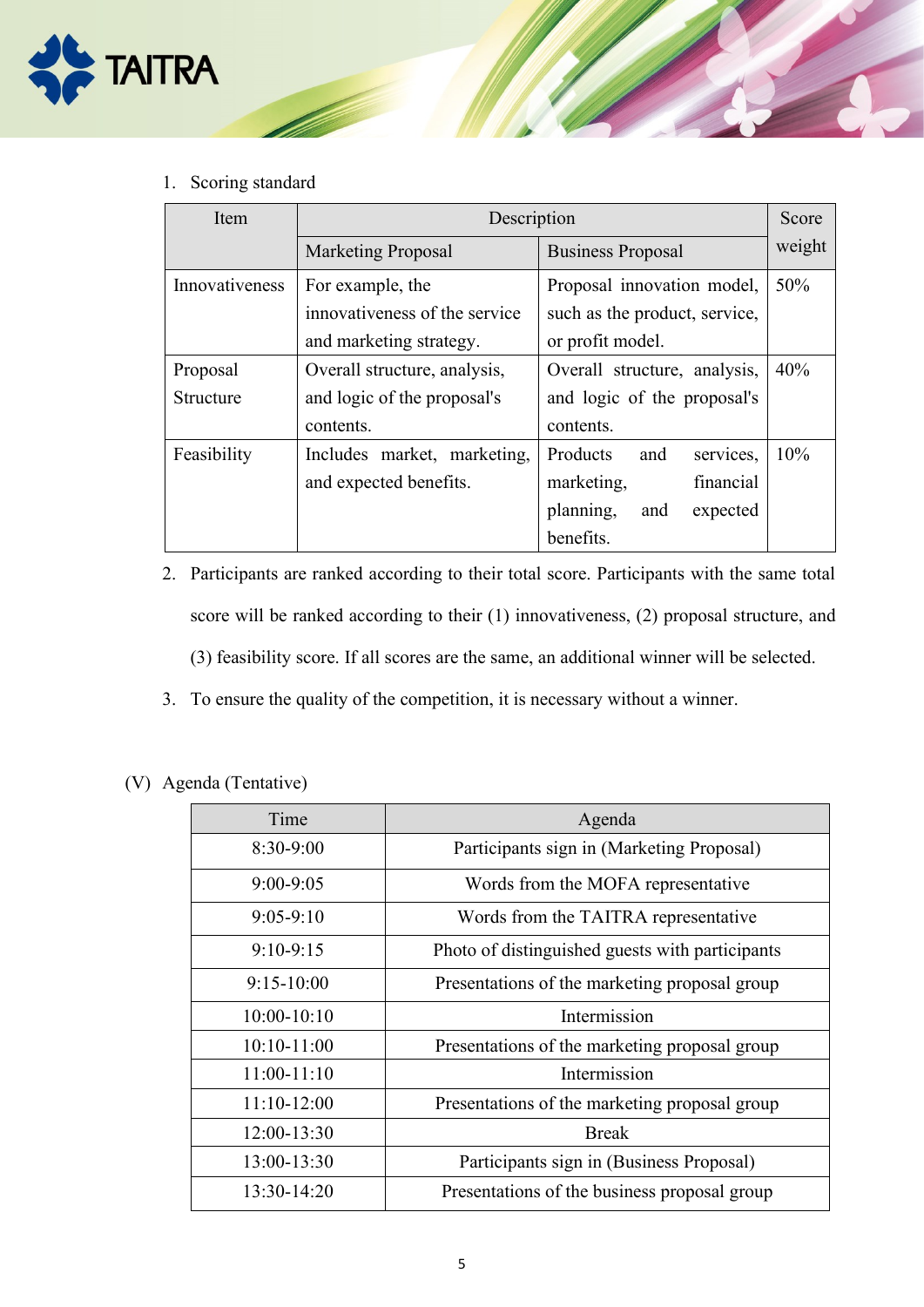1. Scoring standard

| Item | Description | | Score weight |
|---|---|---|---|
| | Marketing Proposal | Business Proposal | |
| Innovativeness | For example, the innovativeness of the service and marketing strategy. | Proposal innovation model, such as the product, service, or profit model. | 50% |
| Proposal Structure | Overall structure, analysis, and logic of the proposal's contents. | Overall structure, analysis, and logic of the proposal's contents. | 40% |
| Feasibility | Includes market, marketing, and expected benefits. | Products and services, marketing, financial planning, and expected benefits. | 10% |

2. Participants are ranked according to their total score. Participants with the same total score will be ranked according to their (1) innovativeness, (2) proposal structure, and (3) feasibility score. If all scores are the same, an additional winner will be selected.
3. To ensure the quality of the competition, it is necessary without a winner.

## (V) Agenda (Tentative)

| Time | Agenda |
|---|---|
| 8:30-9:00 | Participants sign in (Marketing Proposal) |
| 9:00-9:05 | Words from the MOFA representative |
| 9:05-9:10 | Words from the TAITRA representative |
| 9:10-9:15 | Photo of distinguished guests with participants |
| 9:15-10:00 | Presentations of the marketing proposal group |
| 10:00-10:10 | Intermission |
| 10:10-11:00 | Presentations of the marketing proposal group |
| 11:00-11:10 | Intermission |
| 11:10-12:00 | Presentations of the marketing proposal group |
| 12:00-13:30 | Break |
| 13:00-13:30 | Participants sign in (Business Proposal) |
| 13:30-14:20 | Presentations of the business proposal group |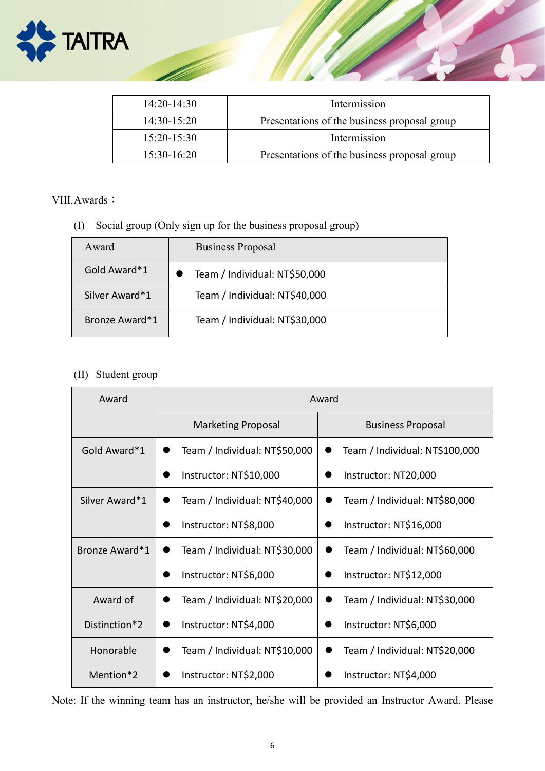| 14:20-14:30 | Intermission |
|---|---|
| 14:30-15:20 | Presentations of the business proposal group |
| 15:20-15:30 | Intermission |
| 15:30-16:20 | Presentations of the business proposal group |

VIII. Awards：

(I) Social group (Only sign up for the business proposal group)

| Award | Business Proposal |
|---|---|
| Gold Award*1 | ● Team / Individual: NT$50,000 |
| Silver Award*1 | Team / Individual: NT$40,000 |
| Bronze Award*1 | Team / Individual: NT$30,000 |

(II) Student group

| Award | Award | |
|---|---|---|
| | Marketing Proposal | Business Proposal |
| Gold Award*1 | ● Team / Individual: NT$50,000<br>● Instructor: NT$10,000 | ● Team / Individual: NT$100,000<br>● Instructor: NT20,000 |
| Silver Award*1 | ● Team / Individual: NT$40,000<br>● Instructor: NT$8,000 | ● Team / Individual: NT$80,000<br>● Instructor: NT$16,000 |
| Bronze Award*1 | ● Team / Individual: NT$30,000<br>● Instructor: NT$6,000 | ● Team / Individual: NT$60,000<br>● Instructor: NT$12,000 |
| Award of Distinction*2 | ● Team / Individual: NT$20,000<br>● Instructor: NT$4,000 | ● Team / Individual: NT$30,000<br>● Instructor: NT$6,000 |
| Honorable Mention*2 | ● Team / Individual: NT$10,000<br>● Instructor: NT$2,000 | ● Team / Individual: NT$20,000<br>● Instructor: NT$4,000 |

Note: If the winning team has an instructor, he/she will be provided an Instructor Award. Please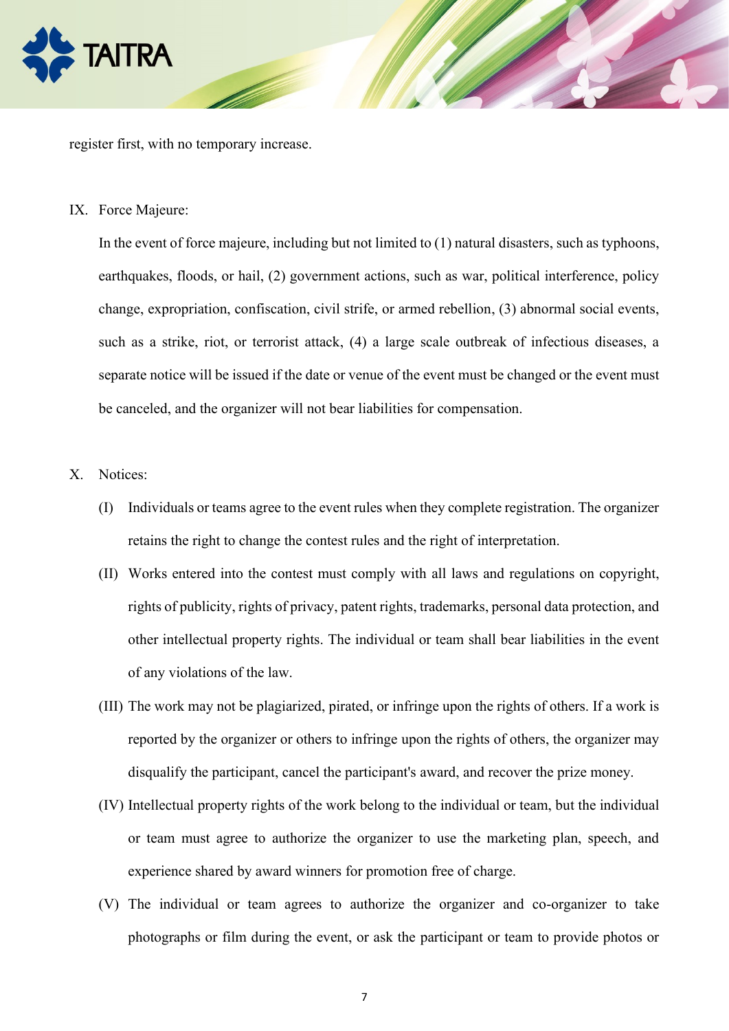register first, with no temporary increase.

IX. Force Majeure:

In the event of force majeure, including but not limited to (1) natural disasters, such as typhoons, earthquakes, floods, or hail, (2) government actions, such as war, political interference, policy change, expropriation, confiscation, civil strife, or armed rebellion, (3) abnormal social events, such as a strike, riot, or terrorist attack, (4) a large scale outbreak of infectious diseases, a separate notice will be issued if the date or venue of the event must be changed or the event must be canceled, and the organizer will not bear liabilities for compensation.

X. Notices:

(I) Individuals or teams agree to the event rules when they complete registration. The organizer retains the right to change the contest rules and the right of interpretation.

(II) Works entered into the contest must comply with all laws and regulations on copyright, rights of publicity, rights of privacy, patent rights, trademarks, personal data protection, and other intellectual property rights. The individual or team shall bear liabilities in the event of any violations of the law.

(III) The work may not be plagiarized, pirated, or infringe upon the rights of others. If a work is reported by the organizer or others to infringe upon the rights of others, the organizer may disqualify the participant, cancel the participant's award, and recover the prize money.

(IV) Intellectual property rights of the work belong to the individual or team, but the individual or team must agree to authorize the organizer to use the marketing plan, speech, and experience shared by award winners for promotion free of charge.

(V) The individual or team agrees to authorize the organizer and co-organizer to take photographs or film during the event, or ask the participant or team to provide photos or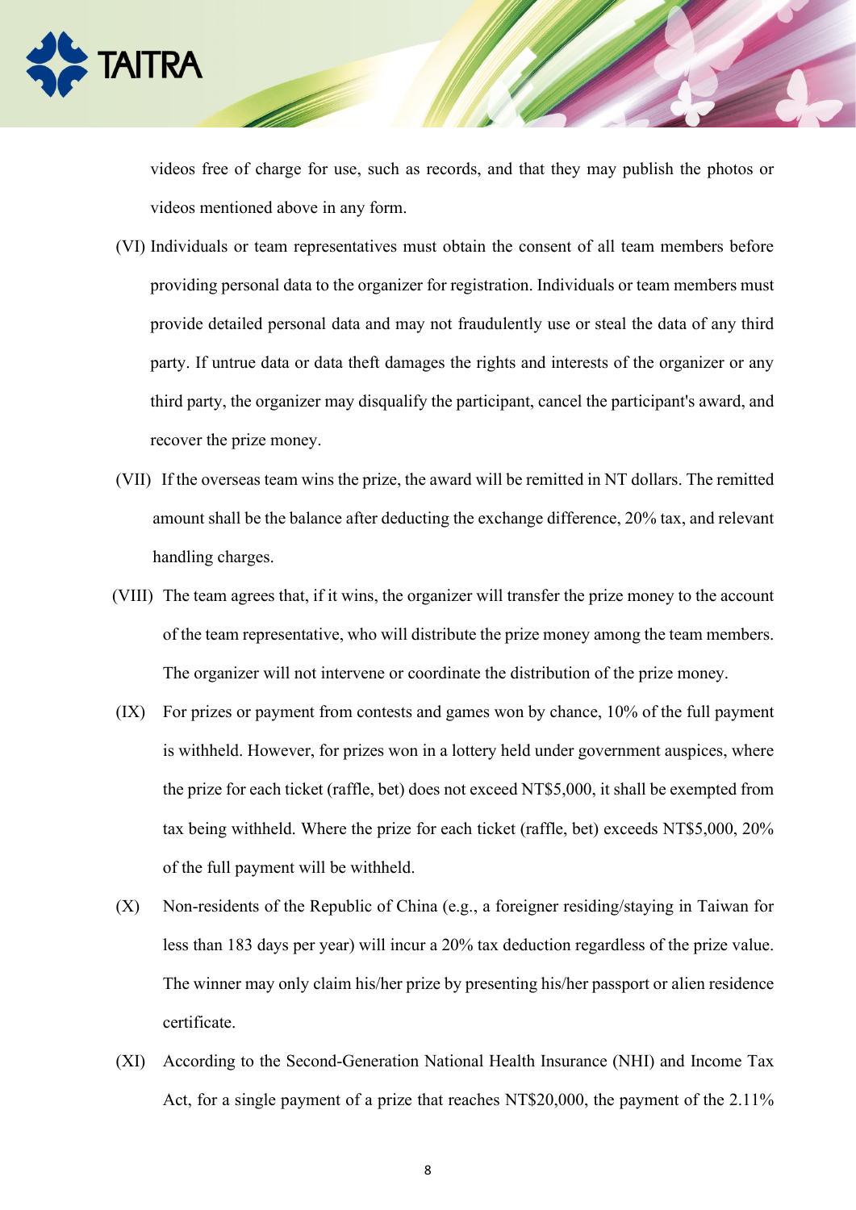videos free of charge for use, such as records, and that they may publish the photos or videos mentioned above in any form.

(VI) Individuals or team representatives must obtain the consent of all team members before providing personal data to the organizer for registration. Individuals or team members must provide detailed personal data and may not fraudulently use or steal the data of any third party. If untrue data or data theft damages the rights and interests of the organizer or any third party, the organizer may disqualify the participant, cancel the participant's award, and recover the prize money.

(VII) If the overseas team wins the prize, the award will be remitted in NT dollars. The remitted amount shall be the balance after deducting the exchange difference, 20% tax, and relevant handling charges.

(VIII) The team agrees that, if it wins, the organizer will transfer the prize money to the account of the team representative, who will distribute the prize money among the team members. The organizer will not intervene or coordinate the distribution of the prize money.

(IX) For prizes or payment from contests and games won by chance, 10% of the full payment is withheld. However, for prizes won in a lottery held under government auspices, where the prize for each ticket (raffle, bet) does not exceed NT$5,000, it shall be exempted from tax being withheld. Where the prize for each ticket (raffle, bet) exceeds NT$5,000, 20% of the full payment will be withheld.

(X) Non-residents of the Republic of China (e.g., a foreigner residing/staying in Taiwan for less than 183 days per year) will incur a 20% tax deduction regardless of the prize value. The winner may only claim his/her prize by presenting his/her passport or alien residence certificate.

(XI) According to the Second-Generation National Health Insurance (NHI) and Income Tax Act, for a single payment of a prize that reaches NT$20,000, the payment of the 2.11%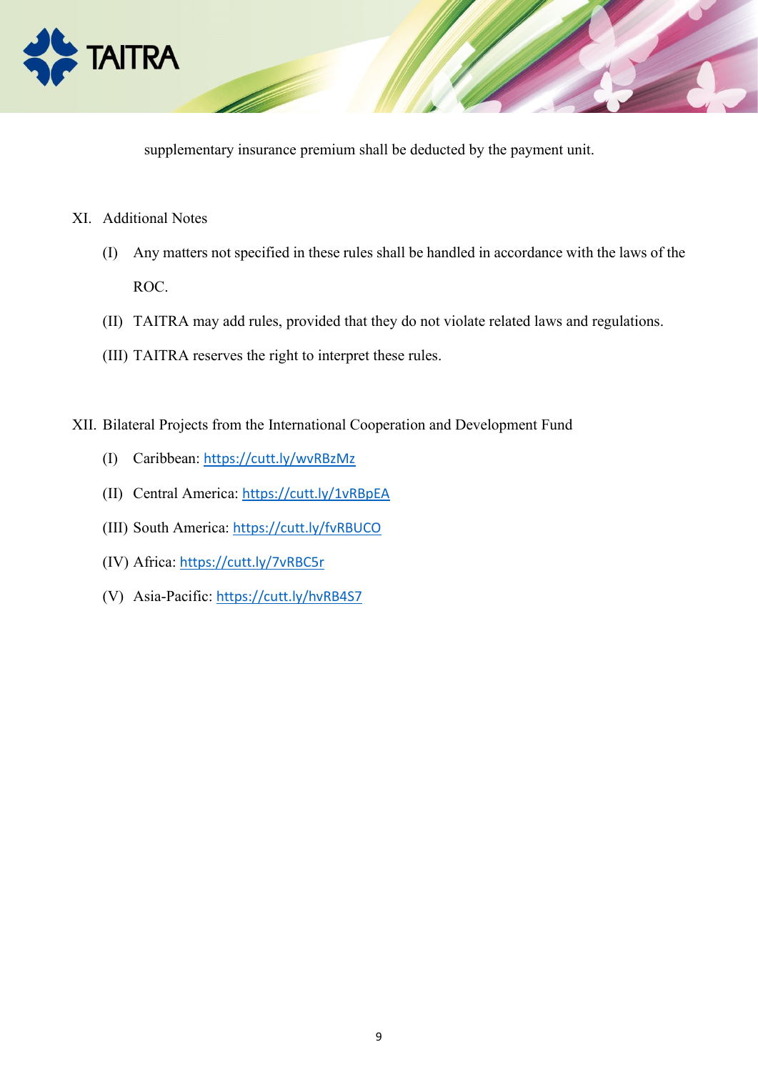supplementary insurance premium shall be deducted by the payment unit.

## XI. Additional Notes

(I) Any matters not specified in these rules shall be handled in accordance with the laws of the ROC.

(II) TAITRA may add rules, provided that they do not violate related laws and regulations.

(III) TAITRA reserves the right to interpret these rules.

## XII. Bilateral Projects from the International Cooperation and Development Fund

(I) Caribbean: https://cutt.ly/wvRBzMz

(II) Central America: https://cutt.ly/1vRBpEA

(III) South America: https://cutt.ly/fvRBUCO

(IV) Africa: https://cutt.ly/7vRBC5r

(V) Asia-Pacific: https://cutt.ly/hvRB4S7